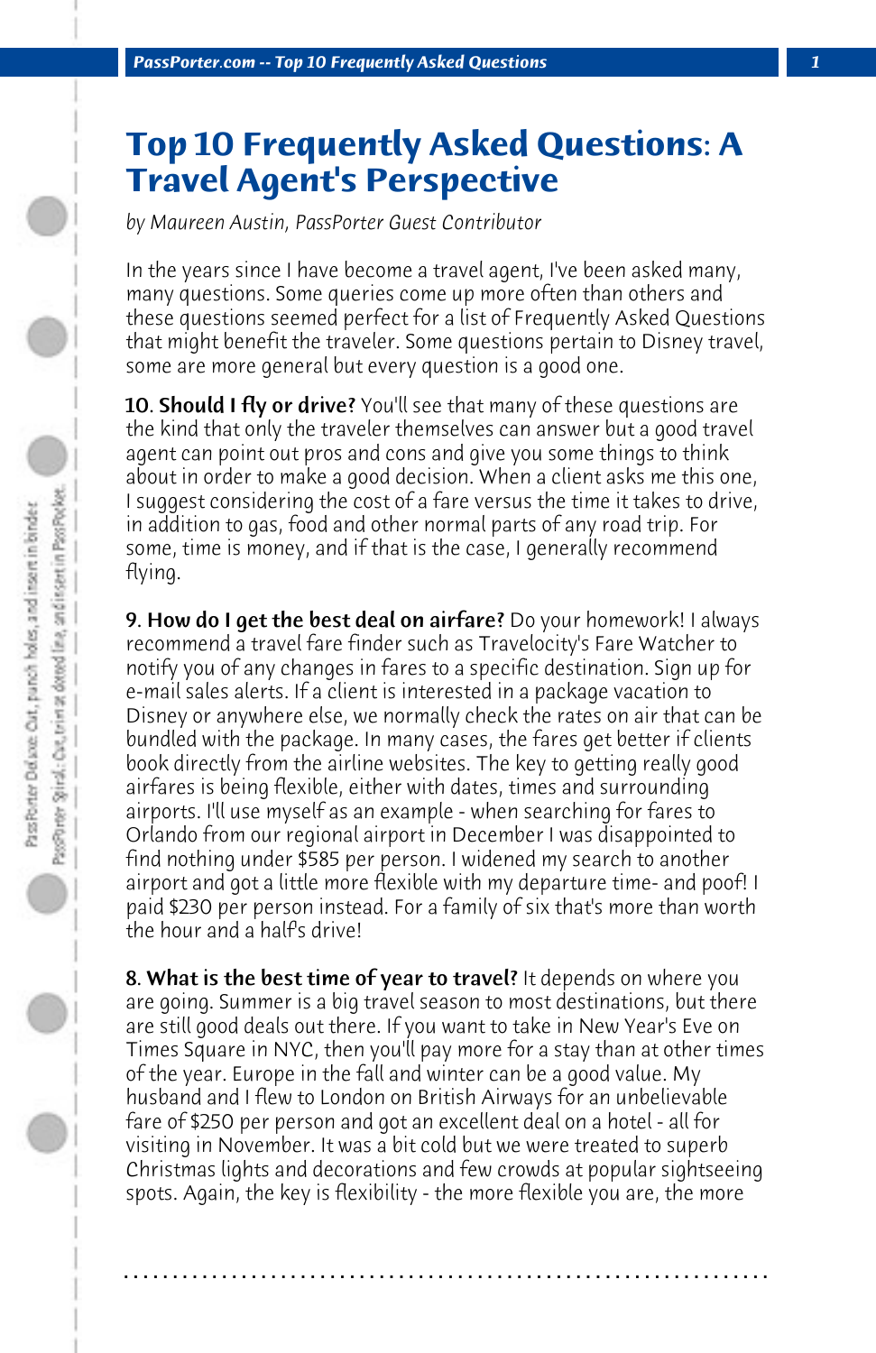# Top 10 Frequently Asked Questions: A Travel Agent's Perspective

*by Maureen Austin, PassPorter Guest Contributor*

In the years since I have become a travel agent, I've been asked many, many questions. Some queries come up more often than others and these questions seemed perfect for a list of Frequently Asked Questions that might benefit the traveler. Some questions pertain to Disney travel, some are more general but every question is a good one.

**10. Should I fly or drive?** You'll see that many of these questions are the kind that only the traveler themselves can answer but a good travel agent can point out pros and cons and give you some things to think about in order to make a good decision. When a client asks me this one, I suggest considering the cost of a fare versus the time it takes to drive, in addition to gas, food and other normal parts of any road trip. For some, time is money, and if that is the case, I generally recommend flying.

**9. How do I get the best deal on airfare?** Do your homework! I always recommend a travel fare finder such as Travelocity's Fare Watcher to notify you of any changes in fares to a specific destination. Sign up for e-mail sales alerts. If a client is interested in a package vacation to Disney or anywhere else, we normally check the rates on air that can be bundled with the package. In many cases, the fares get better if clients book directly from the airline websites. The key to getting really good airfares is being flexible, either with dates, times and surrounding airports. I'll use myself as an example - when searching for fares to Orlando from our regional airport in December I was disappointed to find nothing under $585 per person. I widened my search to another airport and got a little more flexible with my departure time- and poof! I paid $230 per person instead. For a family of six that's more than worth the hour and a half's drive!

**8. What is the best time of year to travel?** It depends on where you are going. Summer is a big travel season to most destinations, but there are still good deals out there. If you want to take in New Year's Eve on Times Square in NYC, then you'll pay more for a stay than at other times of the year. Europe in the fall and winter can be a good value. My husband and I flew to London on British Airways for an unbelievable fare of $250 per person and got an excellent deal on a hotel - all for visiting in November. It was a bit cold but we were treated to superb Christmas lights and decorations and few crowds at popular sightseeing spots. Again, the key is flexibility - the more flexible you are, the more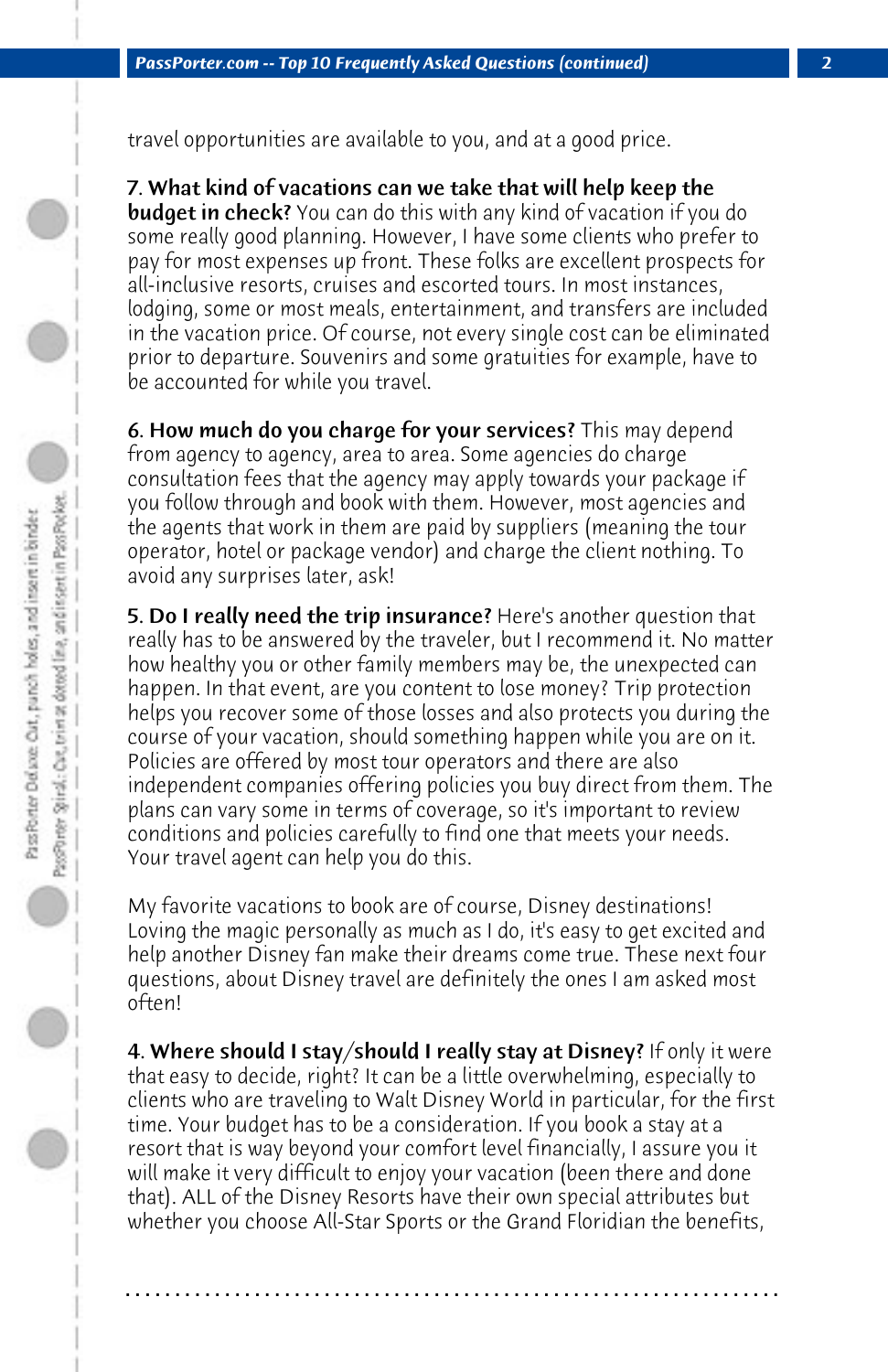travel opportunities are available to you, and at a good price.

**7. What kind of vacations can we take that will help keep the budget in check?** You can do this with any kind of vacation if you do some really good planning. However, I have some clients who prefer to pay for most expenses up front. These folks are excellent prospects for all-inclusive resorts, cruises and escorted tours. In most instances, lodging, some or most meals, entertainment, and transfers are included in the vacation price. Of course, not every single cost can be eliminated prior to departure. Souvenirs and some gratuities for example, have to be accounted for while you travel.

**6. How much do you charge for your services?** This may depend from agency to agency, area to area. Some agencies do charge consultation fees that the agency may apply towards your package if you follow through and book with them. However, most agencies and the agents that work in them are paid by suppliers (meaning the tour operator, hotel or package vendor) and charge the client nothing. To avoid any surprises later, ask!

**5. Do I really need the trip insurance?** Here's another question that really has to be answered by the traveler, but I recommend it. No matter how healthy you or other family members may be, the unexpected can happen. In that event, are you content to lose money? Trip protection helps you recover some of those losses and also protects you during the course of your vacation, should something happen while you are on it. Policies are offered by most tour operators and there are also independent companies offering policies you buy direct from them. The plans can vary some in terms of coverage, so it's important to review conditions and policies carefully to find one that meets your needs. Your travel agent can help you do this.

My favorite vacations to book are of course, Disney destinations! Loving the magic personally as much as I do, it's easy to get excited and help another Disney fan make their dreams come true. These next four questions, about Disney travel are definitely the ones I am asked most often!

**4. Where should I stay/should I really stay at Disney?** If only it were that easy to decide, right? It can be a little overwhelming, especially to clients who are traveling to Walt Disney World in particular, for the first time. Your budget has to be a consideration. If you book a stay at a resort that is way beyond your comfort level financially, I assure you it will make it very difficult to enjoy your vacation (been there and done that). ALL of the Disney Resorts have their own special attributes but whether you choose All-Star Sports or the Grand Floridian the benefits,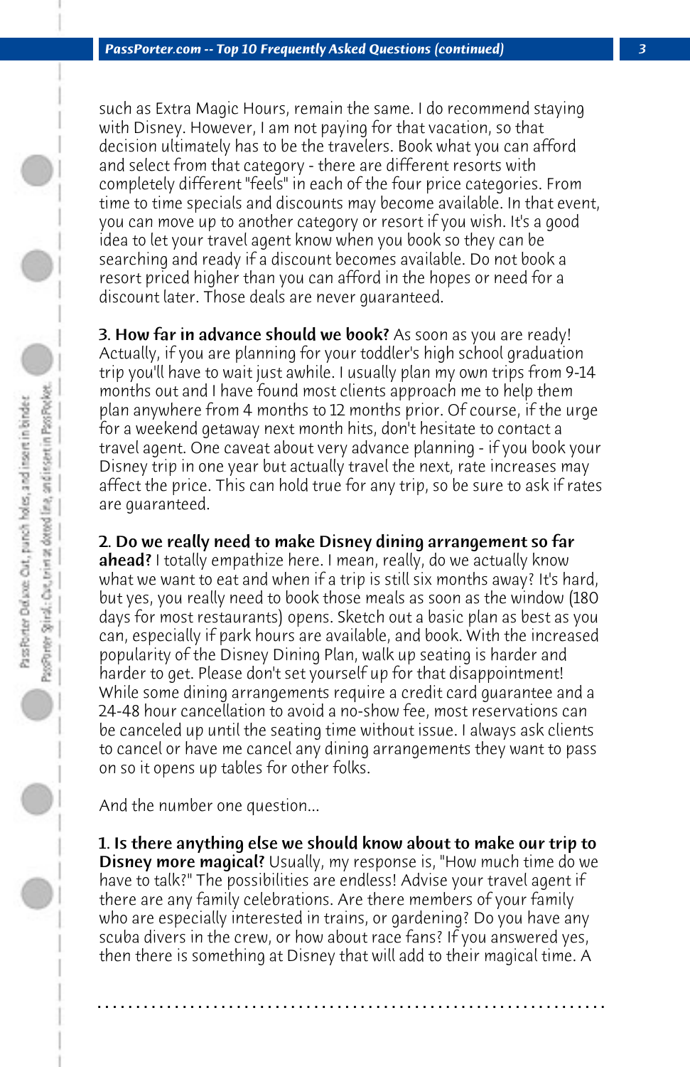such as Extra Magic Hours, remain the same. I do recommend staying with Disney. However, I am not paying for that vacation, so that decision ultimately has to be the travelers. Book what you can afford and select from that category - there are different resorts with completely different "feels" in each of the four price categories. From time to time specials and discounts may become available. In that event, you can move up to another category or resort if you wish. It's a good idea to let your travel agent know when you book so they can be searching and ready if a discount becomes available. Do not book a resort priced higher than you can afford in the hopes or need for a discount later. Those deals are never guaranteed.

**3. How far in advance should we book?** As soon as you are ready! Actually, if you are planning for your toddler's high school graduation trip you'll have to wait just awhile. I usually plan my own trips from 9-14 months out and I have found most clients approach me to help them plan anywhere from 4 months to 12 months prior. Of course, if the urge for a weekend getaway next month hits, don't hesitate to contact a travel agent. One caveat about very advance planning - if you book your Disney trip in one year but actually travel the next, rate increases may affect the price. This can hold true for any trip, so be sure to ask if rates are guaranteed.

**2. Do we really need to make Disney dining arrangement so far ahead?** I totally empathize here. I mean, really, do we actually know what we want to eat and when if a trip is still six months away? It's hard, but yes, you really need to book those meals as soon as the window (180 days for most restaurants) opens. Sketch out a basic plan as best as you can, especially if park hours are available, and book. With the increased popularity of the Disney Dining Plan, walk up seating is harder and harder to get. Please don't set yourself up for that disappointment! While some dining arrangements require a credit card guarantee and a 24-48 hour cancellation to avoid a no-show fee, most reservations can be canceled up until the seating time without issue. I always ask clients to cancel or have me cancel any dining arrangements they want to pass on so it opens up tables for other folks.

And the number one question...

**1. Is there anything else we should know about to make our trip to Disney more magical?** Usually, my response is, "How much time do we have to talk?" The possibilities are endless! Advise your travel agent if there are any family celebrations. Are there members of your family who are especially interested in trains, or gardening? Do you have any scuba divers in the crew, or how about race fans? If you answered yes, then there is something at Disney that will add to their magical time. A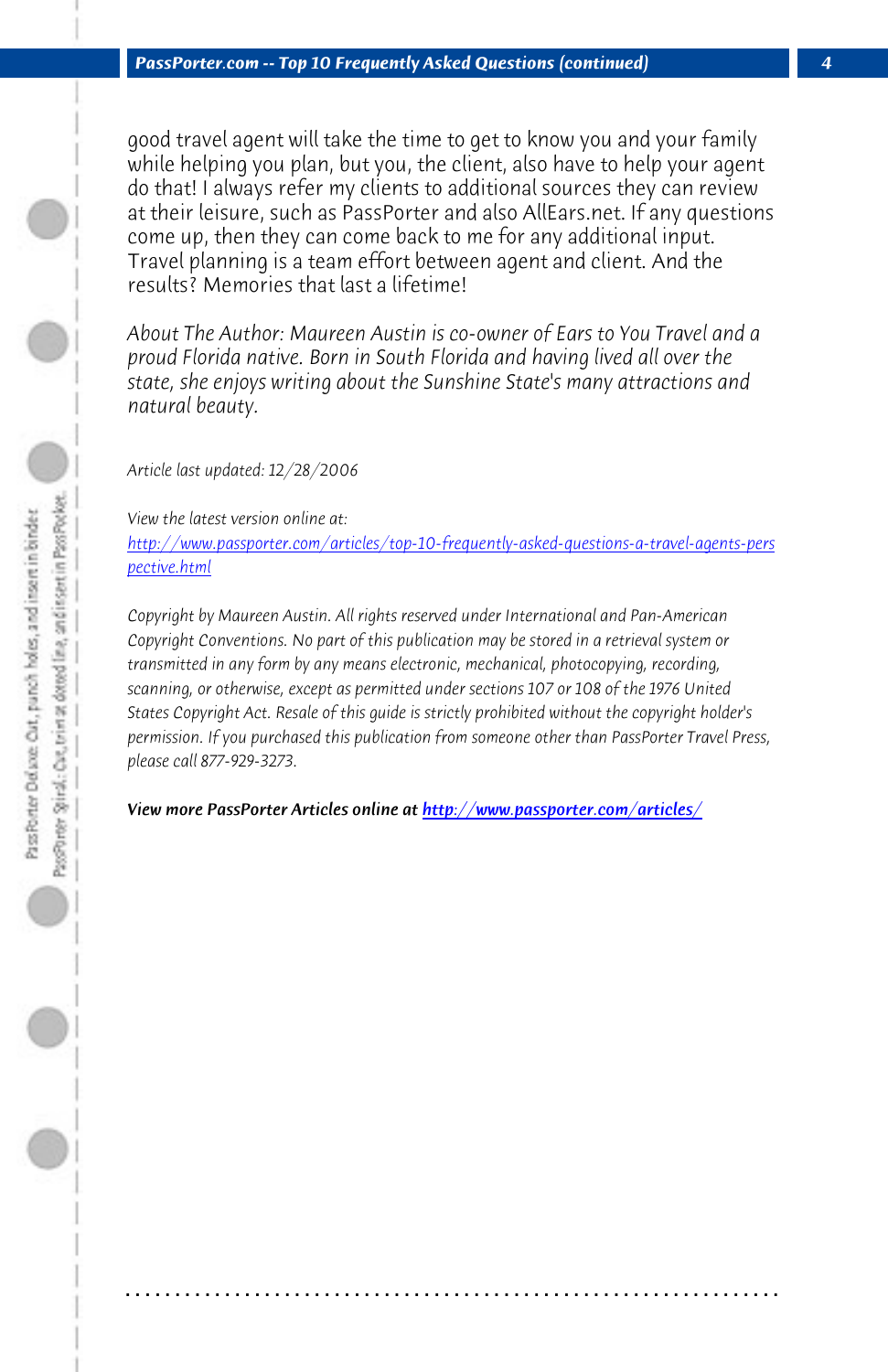good travel agent will take the time to get to know you and your family while helping you plan, but you, the client, also have to help your agent do that! I always refer my clients to additional sources they can review at their leisure, such as PassPorter and also AllEars.net. If any questions come up, then they can come back to me for any additional input. Travel planning is a team effort between agent and client. And the results? Memories that last a lifetime!

*About The Author: Maureen Austin is co-owner of Ears to You Travel and a proud Florida native. Born in South Florida and having lived all over the state, she enjoys writing about the Sunshine State's many attractions and natural beauty.*

*Article last updated: 12/28/2006*

*View the latest version online at:*
*http://www.passporter.com/articles/top-10-frequently-asked-questions-a-travel-agents-perspective.html*

*Copyright by Maureen Austin. All rights reserved under International and Pan-American Copyright Conventions. No part of this publication may be stored in a retrieval system or transmitted in any form by any means electronic, mechanical, photocopying, recording, scanning, or otherwise, except as permitted under sections 107 or 108 of the 1976 United States Copyright Act. Resale of this guide is strictly prohibited without the copyright holder's permission. If you purchased this publication from someone other than PassPorter Travel Press, please call 877-929-3273.*

***View more PassPorter Articles online at http://www.passporter.com/articles/***